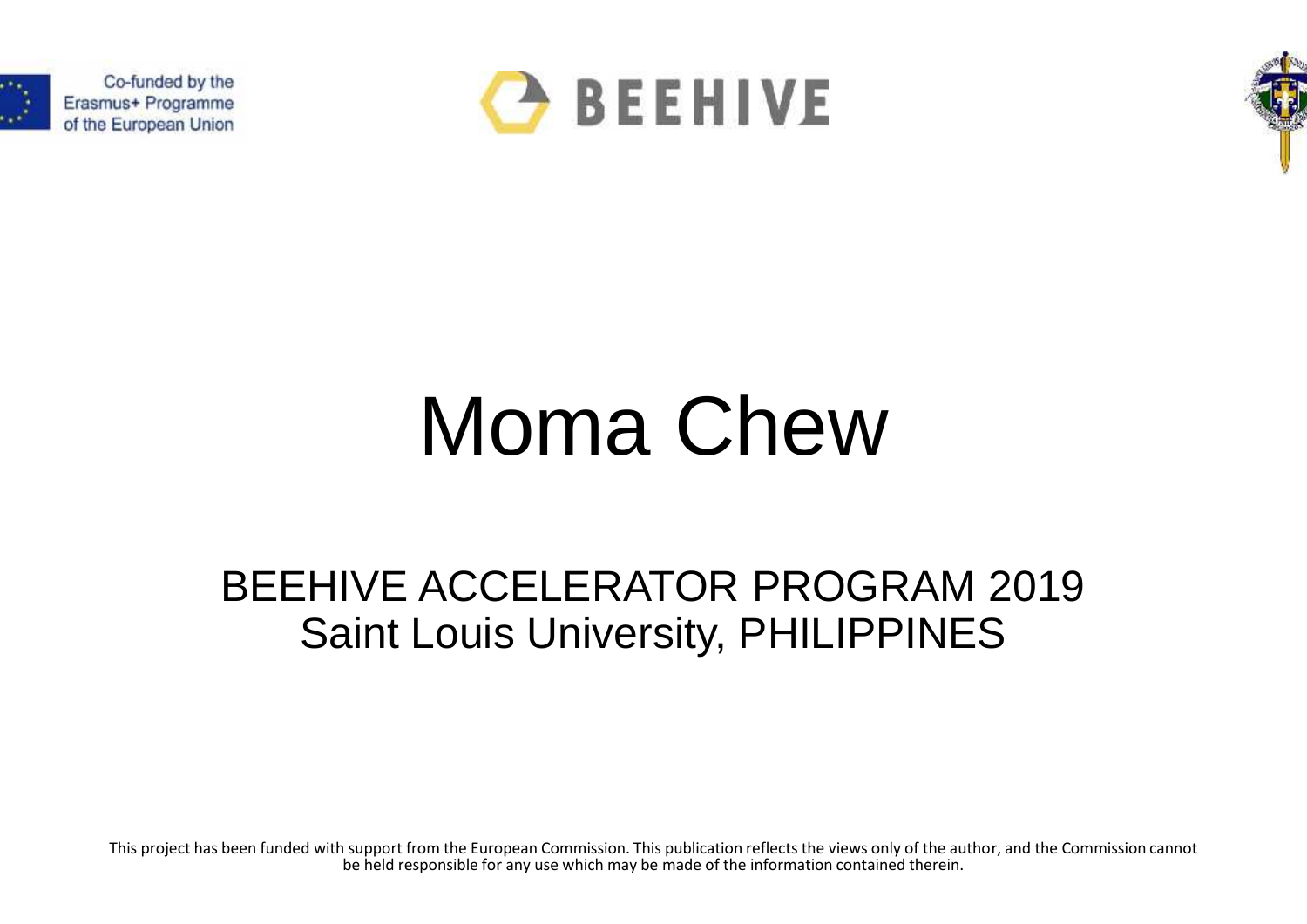Co-funded by the Erasmus+ Programme of the European Union

BEEHIVE

# Moma Chew

## BEEHIVE ACCELERATOR PROGRAM 2019
## Saint Louis University, PHILIPPINES

This project has been funded with support from the European Commission. This publication reflects the views only of the author, and the Commission cannot be held responsible for any use which may be made of the information contained therein.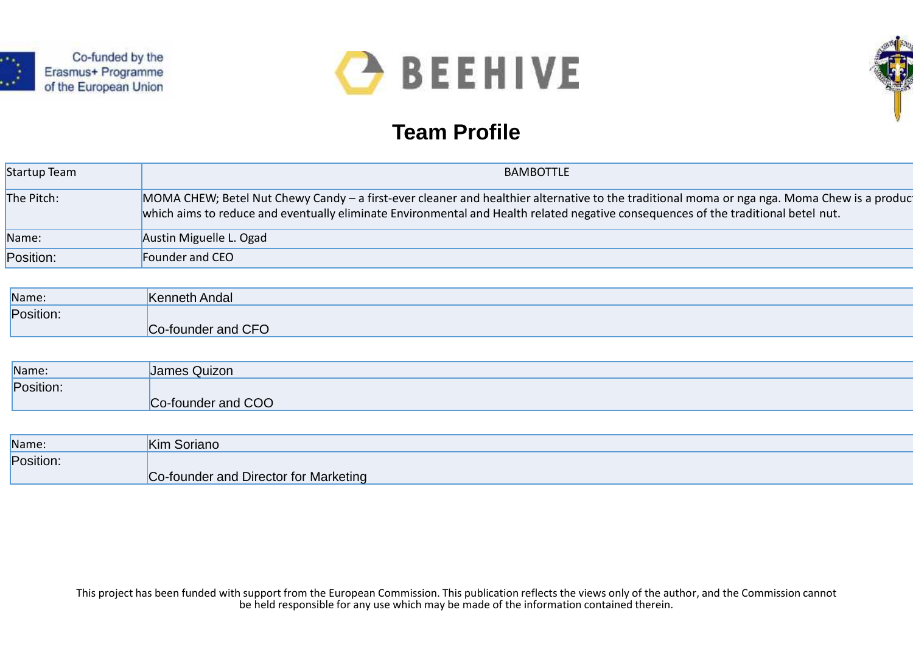Co-funded by the Erasmus+ Programme of the European Union

BEEHIVE

# Team Profile

| Startup Team | BAMBOTTLE |
|---|---|
| The Pitch: | MOMA CHEW; Betel Nut Chewy Candy – a first-ever cleaner and healthier alternative to the traditional moma or nga nga. Moma Chew is a produc which aims to reduce and eventually eliminate Environmental and Health related negative consequences of the traditional betel nut. |
| Name: | Austin Miguelle L. Ogad |
| Position: | Founder and CEO |

| Name: | Kenneth Andal |
|---|---|
| Position: | Co-founder and CFO |

| Name: | James Quizon |
|---|---|
| Position: | Co-founder and COO |

| Name: | Kim Soriano |
|---|---|
| Position: | Co-founder and Director for Marketing |

This project has been funded with support from the European Commission. This publication reflects the views only of the author, and the Commission cannot be held responsible for any use which may be made of the information contained therein.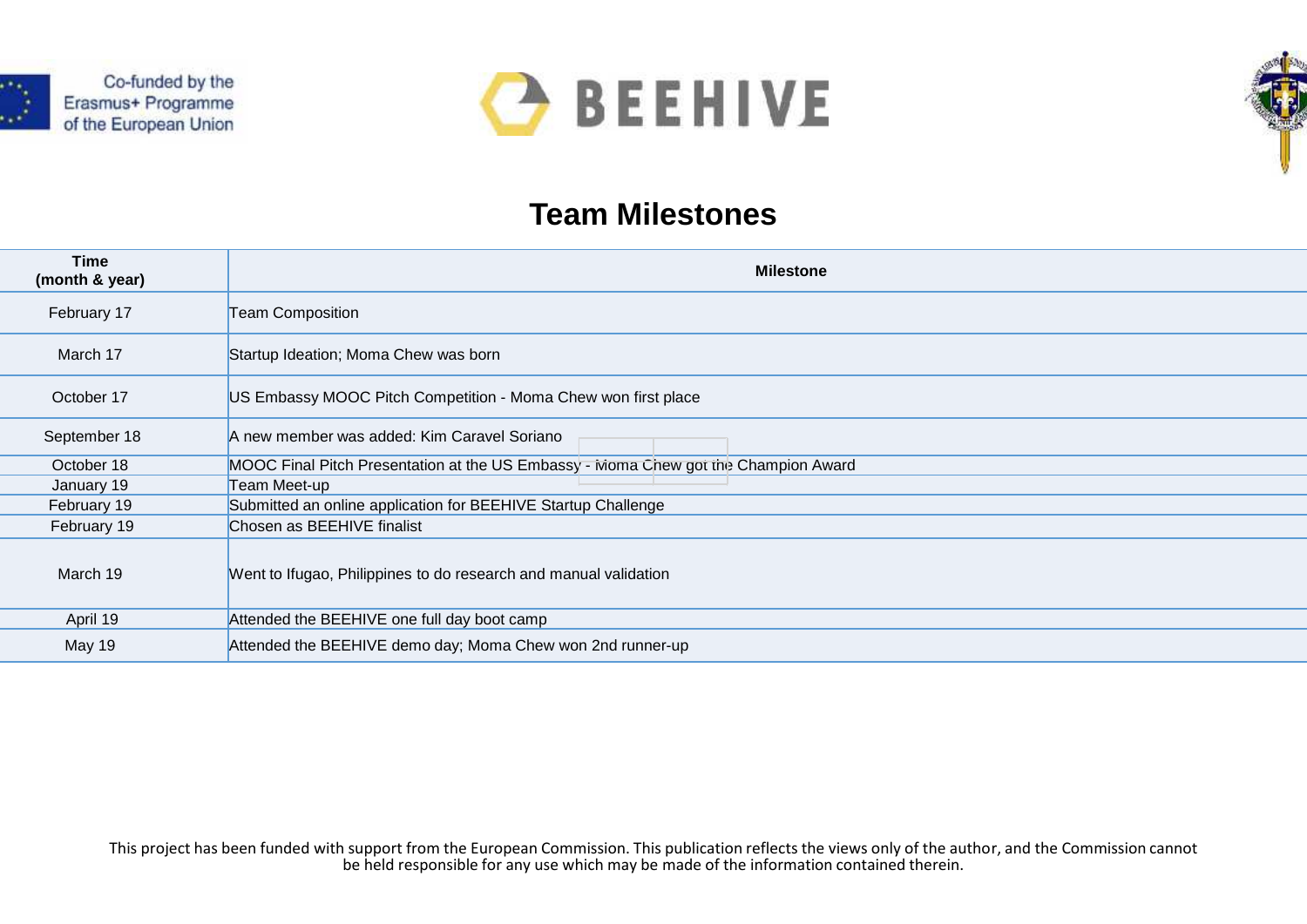Co-funded by the Erasmus+ Programme of the European Union

# Team Milestones

| Time (month & year) | Milestone |
|---|---|
| February 17 | Team Composition |
| March 17 | Startup Ideation; Moma Chew was born |
| October 17 | US Embassy MOOC Pitch Competition - Moma Chew won first place |
| September 18 | A new member was added: Kim Caravel Soriano |
| October 18 | MOOC Final Pitch Presentation at the US Embassy - Moma Chew got the Champion Award |
| January 19 | Team Meet-up |
| February 19 | Submitted an online application for BEEHIVE Startup Challenge |
| February 19 | Chosen as BEEHIVE finalist |
| March 19 | Went to Ifugao, Philippines to do research and manual validation |
| April 19 | Attended the BEEHIVE one full day boot camp |
| May 19 | Attended the BEEHIVE demo day; Moma Chew won 2nd runner-up |

This project has been funded with support from the European Commission. This publication reflects the views only of the author, and the Commission cannot be held responsible for any use which may be made of the information contained therein.